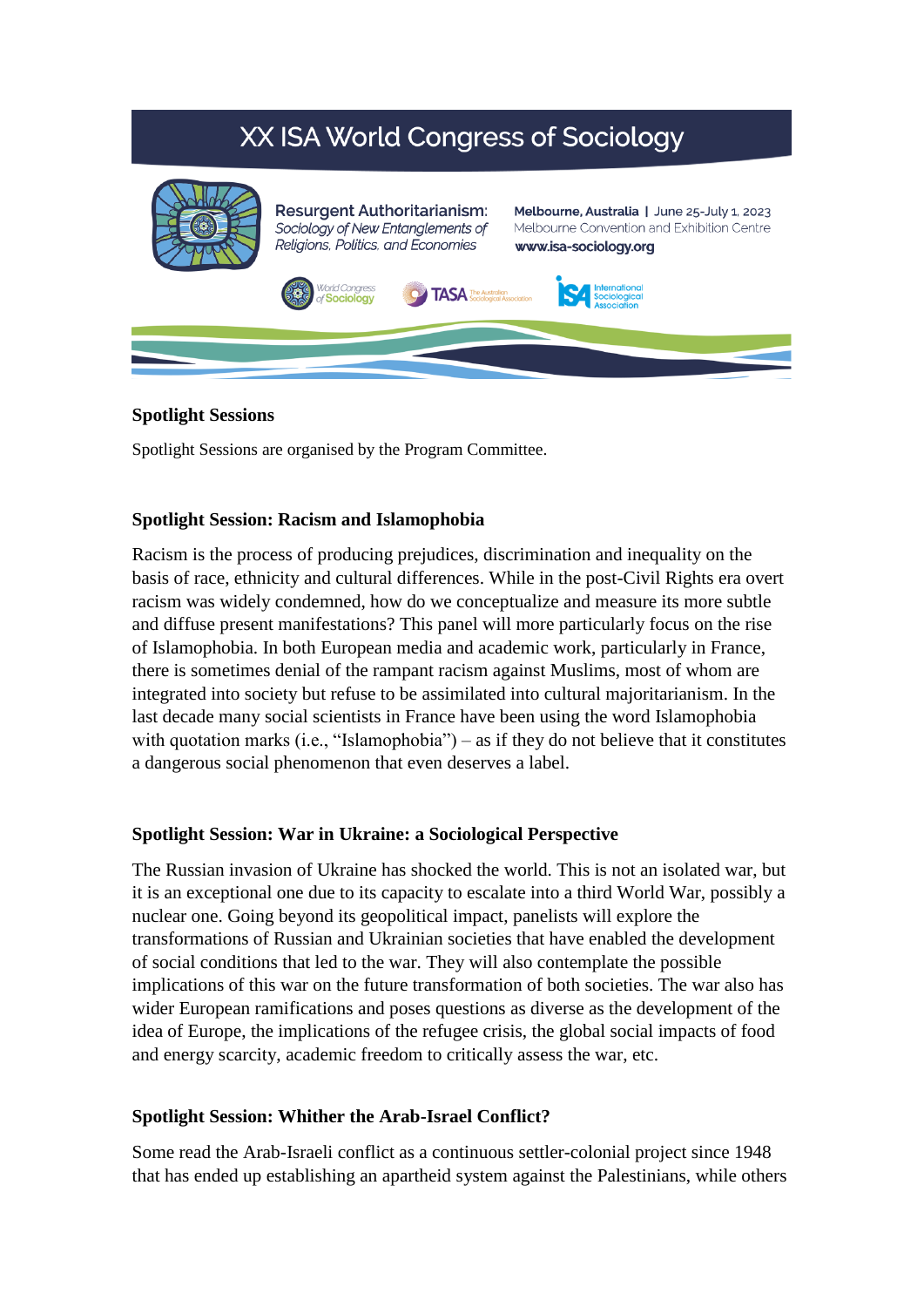# XX ISA World Congress of Sociology

**Resurgent Authoritarianism:** *Sociology of New Entanglements of Religions, Politics, and Economies*

**Melbourne, Australia** | June 25-July 1, 2023
Melbourne Convention and Exhibition Centre
**www.isa-sociology.org**

World Congress of Sociology — TASA The Australian Sociological Association — ISA International Sociological Association

**Spotlight Sessions**

Spotlight Sessions are organised by the Program Committee.

**Spotlight Session: Racism and Islamophobia**

Racism is the process of producing prejudices, discrimination and inequality on the basis of race, ethnicity and cultural differences. While in the post-Civil Rights era overt racism was widely condemned, how do we conceptualize and measure its more subtle and diffuse present manifestations? This panel will more particularly focus on the rise of Islamophobia. In both European media and academic work, particularly in France, there is sometimes denial of the rampant racism against Muslims, most of whom are integrated into society but refuse to be assimilated into cultural majoritarianism. In the last decade many social scientists in France have been using the word Islamophobia with quotation marks (i.e., "Islamophobia") – as if they do not believe that it constitutes a dangerous social phenomenon that even deserves a label.

**Spotlight Session: War in Ukraine: a Sociological Perspective**

The Russian invasion of Ukraine has shocked the world. This is not an isolated war, but it is an exceptional one due to its capacity to escalate into a third World War, possibly a nuclear one. Going beyond its geopolitical impact, panelists will explore the transformations of Russian and Ukrainian societies that have enabled the development of social conditions that led to the war. They will also contemplate the possible implications of this war on the future transformation of both societies. The war also has wider European ramifications and poses questions as diverse as the development of the idea of Europe, the implications of the refugee crisis, the global social impacts of food and energy scarcity, academic freedom to critically assess the war, etc.

**Spotlight Session: Whither the Arab-Israel Conflict?**

Some read the Arab-Israeli conflict as a continuous settler-colonial project since 1948 that has ended up establishing an apartheid system against the Palestinians, while others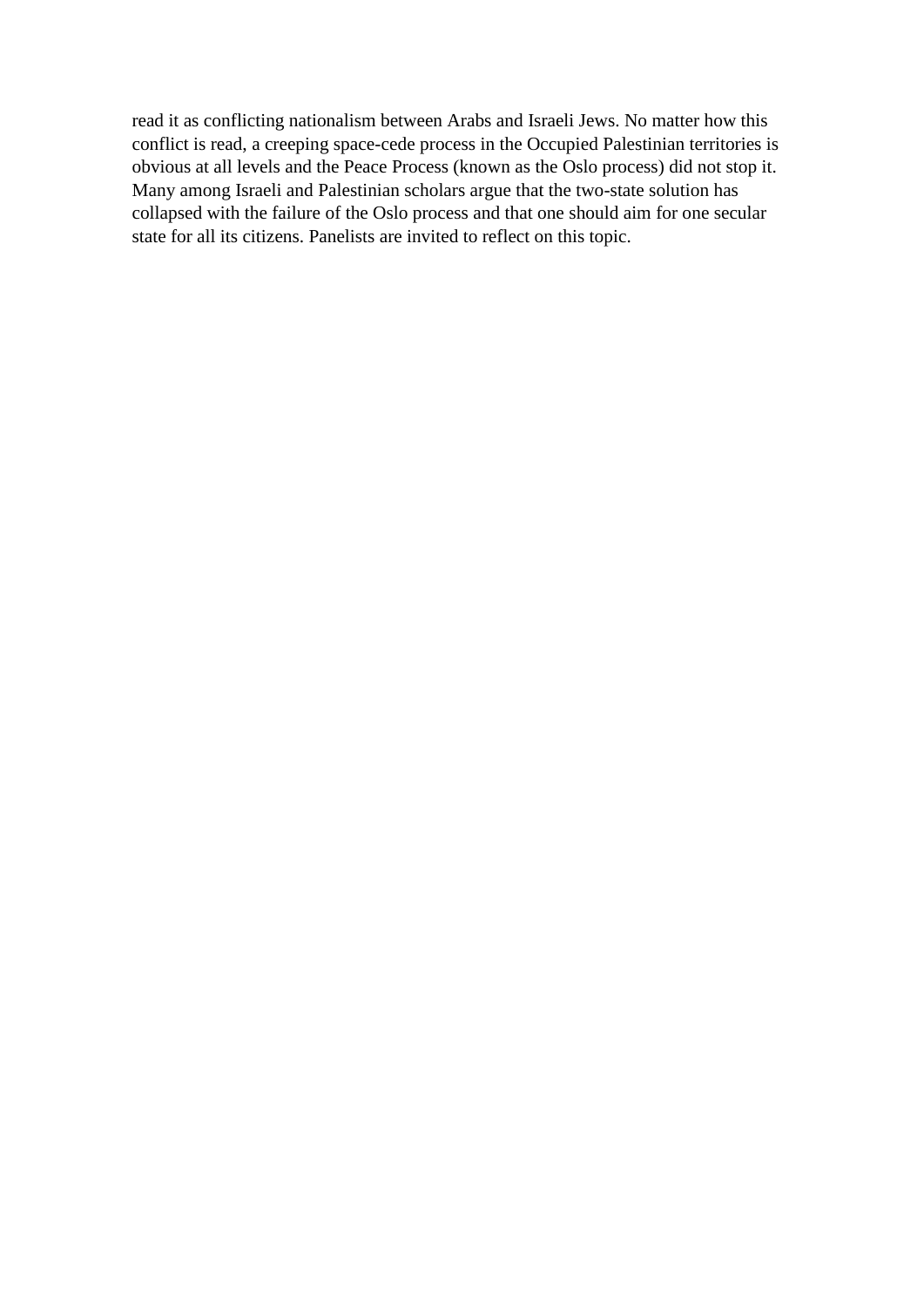read it as conflicting nationalism between Arabs and Israeli Jews. No matter how this conflict is read, a creeping space-cede process in the Occupied Palestinian territories is obvious at all levels and the Peace Process (known as the Oslo process) did not stop it. Many among Israeli and Palestinian scholars argue that the two-state solution has collapsed with the failure of the Oslo process and that one should aim for one secular state for all its citizens. Panelists are invited to reflect on this topic.